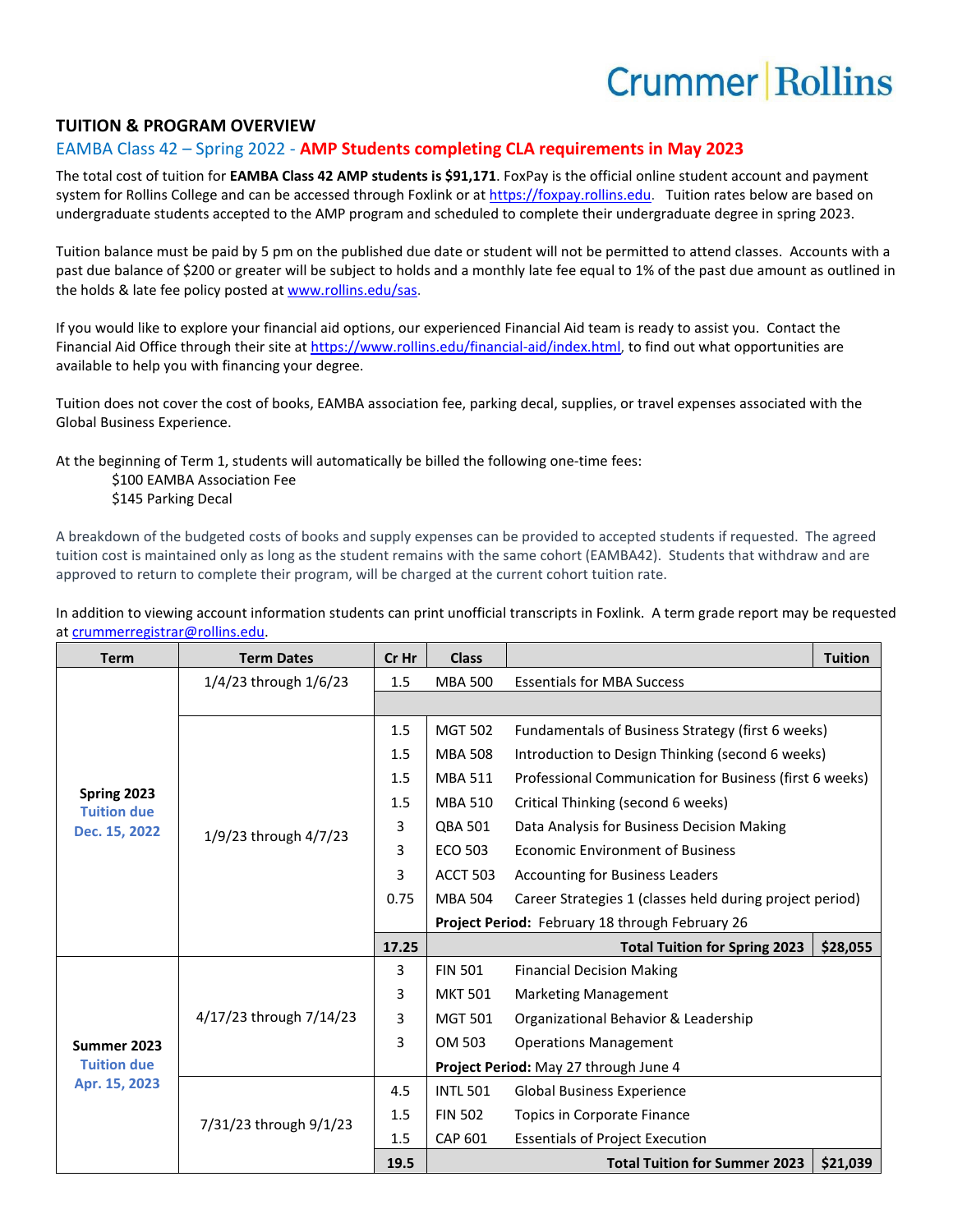Crummer | Rollins

## TUITION & PROGRAM OVERVIEW

### EAMBA Class 42 – Spring 2022 - **AMP Students completing CLA requirements in May 2023**

The total cost of tuition for **EAMBA Class 42 AMP students is $91,171**. FoxPay is the official online student account and payment system for Rollins College and can be accessed through Foxlink or at https://foxpay.rollins.edu. Tuition rates below are based on undergraduate students accepted to the AMP program and scheduled to complete their undergraduate degree in spring 2023.

Tuition balance must be paid by 5 pm on the published due date or student will not be permitted to attend classes. Accounts with a past due balance of $200 or greater will be subject to holds and a monthly late fee equal to 1% of the past due amount as outlined in the holds & late fee policy posted at www.rollins.edu/sas.

If you would like to explore your financial aid options, our experienced Financial Aid team is ready to assist you. Contact the Financial Aid Office through their site at https://www.rollins.edu/financial-aid/index.html, to find out what opportunities are available to help you with financing your degree.

Tuition does not cover the cost of books, EAMBA association fee, parking decal, supplies, or travel expenses associated with the Global Business Experience.

At the beginning of Term 1, students will automatically be billed the following one-time fees:

$100 EAMBA Association Fee
$145 Parking Decal

A breakdown of the budgeted costs of books and supply expenses can be provided to accepted students if requested. The agreed tuition cost is maintained only as long as the student remains with the same cohort (EAMBA42). Students that withdraw and are approved to return to complete their program, will be charged at the current cohort tuition rate.

In addition to viewing account information students can print unofficial transcripts in Foxlink. A term grade report may be requested at crummerregistrar@rollins.edu.

| Term | Term Dates | Cr Hr | Class | | Tuition |
|---|---|---|---|---|---|
| **Spring 2023** Tuition due Dec. 15, 2022 | 1/4/23 through 1/6/23 | 1.5 | MBA 500 | Essentials for MBA Success | |
| | 1/9/23 through 4/7/23 | 1.5 | MGT 502 | Fundamentals of Business Strategy (first 6 weeks) | |
| | | 1.5 | MBA 508 | Introduction to Design Thinking (second 6 weeks) | |
| | | 1.5 | MBA 511 | Professional Communication for Business (first 6 weeks) | |
| | | 1.5 | MBA 510 | Critical Thinking (second 6 weeks) | |
| | | 3 | QBA 501 | Data Analysis for Business Decision Making | |
| | | 3 | ECO 503 | Economic Environment of Business | |
| | | 3 | ACCT 503 | Accounting for Business Leaders | |
| | | 0.75 | MBA 504 | Career Strategies 1 (classes held during project period) | |
| | | | **Project Period:** February 18 through February 26 | | |
| | | **17.25** | | **Total Tuition for Spring 2023** | **$28,055** |
| **Summer 2023** Tuition due Apr. 15, 2023 | 4/17/23 through 7/14/23 | 3 | FIN 501 | Financial Decision Making | |
| | | 3 | MKT 501 | Marketing Management | |
| | | 3 | MGT 501 | Organizational Behavior & Leadership | |
| | | 3 | OM 503 | Operations Management | |
| | | | **Project Period:** May 27 through June 4 | | |
| | 7/31/23 through 9/1/23 | 4.5 | INTL 501 | Global Business Experience | |
| | | 1.5 | FIN 502 | Topics in Corporate Finance | |
| | | 1.5 | CAP 601 | Essentials of Project Execution | |
| | | **19.5** | | **Total Tuition for Summer 2023** | **$21,039** |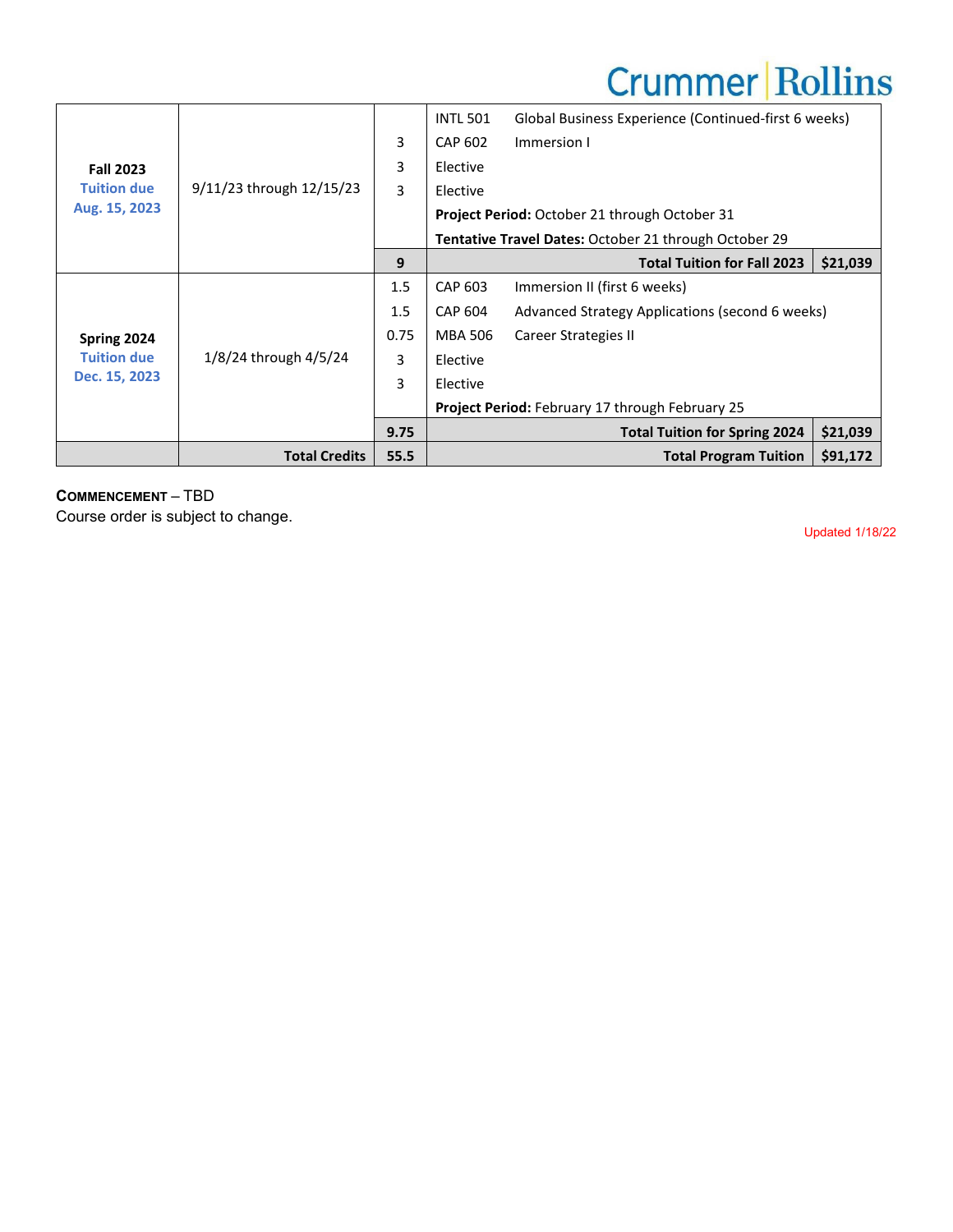| | | | | |
|---|---|---|---|---|
| **Fall 2023** Tuition due Aug. 15, 2023 | 9/11/23 through 12/15/23 | | INTL 501 Global Business Experience (Continued-first 6 weeks) | |
| | | 3 | CAP 602 Immersion I | |
| | | 3 | Elective | |
| | | 3 | Elective | |
| | | | **Project Period:** October 21 through October 31 | |
| | | | **Tentative Travel Dates:** October 21 through October 29 | |
| | | **9** | **Total Tuition for Fall 2023** | **$21,039** |
| **Spring 2024** Tuition due Dec. 15, 2023 | 1/8/24 through 4/5/24 | 1.5 | CAP 603 Immersion II (first 6 weeks) | |
| | | 1.5 | CAP 604 Advanced Strategy Applications (second 6 weeks) | |
| | | 0.75 | MBA 506 Career Strategies II | |
| | | 3 | Elective | |
| | | 3 | Elective | |
| | | | **Project Period:** February 17 through February 25 | |
| | | **9.75** | **Total Tuition for Spring 2024** | **$21,039** |
| | **Total Credits** | **55.5** | **Total Program Tuition** | **$91,172** |

**COMMENCEMENT** – TBD

Course order is subject to change.

Updated 1/18/22